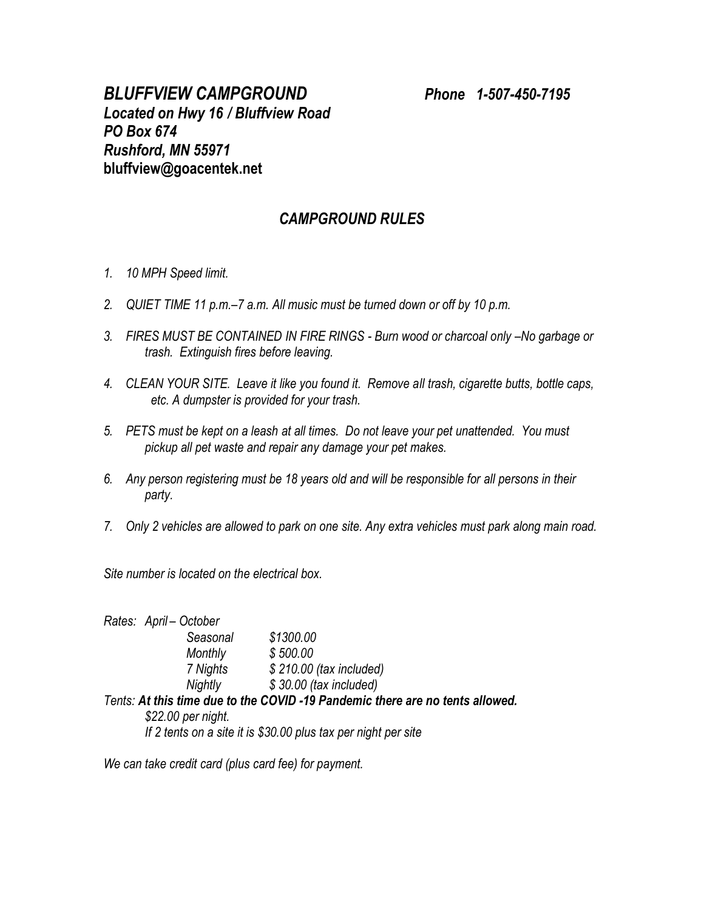***BLUFFVIEW CAMPGROUND*** ***Phone 1-507-450-7195***
***Located on Hwy 16 / Bluffview Road***
***PO Box 674***
***Rushford, MN 55971***
**bluffview@goacentek.net**

## *CAMPGROUND RULES*

1. *10 MPH Speed limit.*
2. *QUIET TIME 11 p.m.–7 a.m. All music must be turned down or off by 10 p.m.*
3. *FIRES MUST BE CONTAINED IN FIRE RINGS - Burn wood or charcoal only –No garbage or trash. Extinguish fires before leaving.*
4. *CLEAN YOUR SITE. Leave it like you found it. Remove all trash, cigarette butts, bottle caps, etc. A dumpster is provided for your trash.*
5. *PETS must be kept on a leash at all times. Do not leave your pet unattended. You must pickup all pet waste and repair any damage your pet makes.*
6. *Any person registering must be 18 years old and will be responsible for all persons in their party.*
7. *Only 2 vehicles are allowed to park on one site. Any extra vehicles must park along main road.*

*Site number is located on the electrical box.*

*Rates: April – October*

| | |
|---|---|
| *Seasonal* | *$1300.00* |
| *Monthly* | *$ 500.00* |
| *7 Nights* | *$ 210.00 (tax included)* |
| *Nightly* | *$ 30.00 (tax included)* |

*Tents:* ***At this time due to the COVID -19 Pandemic there are no tents allowed.***
*$22.00 per night.*
*If 2 tents on a site it is $30.00 plus tax per night per site*

*We can take credit card (plus card fee) for payment.*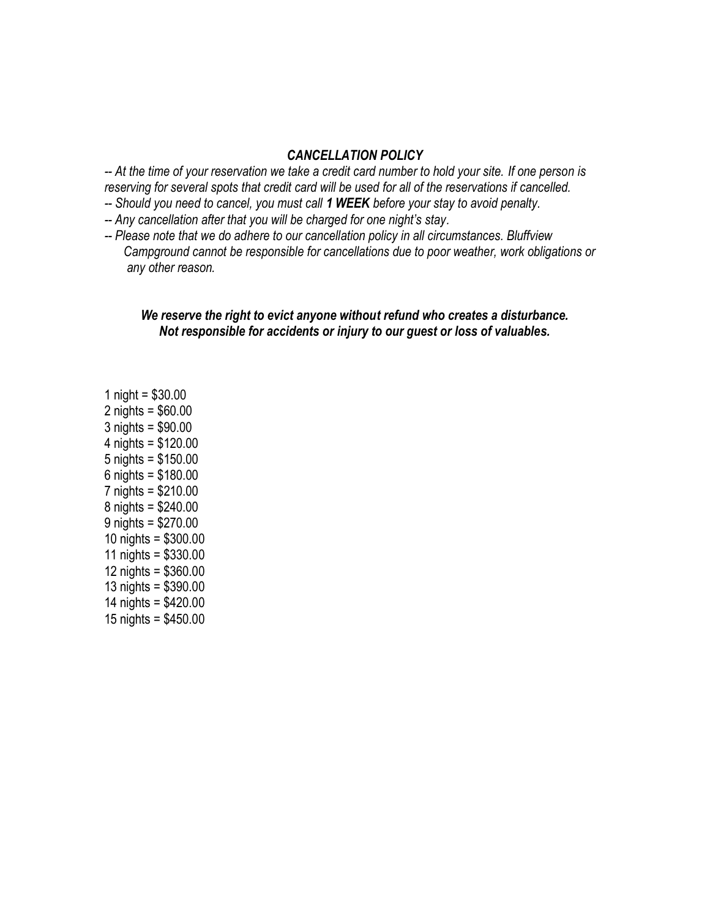### *CANCELLATION POLICY*

*-- At the time of your reservation we take a credit card number to hold your site. If one person is reserving for several spots that credit card will be used for all of the reservations if cancelled.*

*-- Should you need to cancel, you must call **1 WEEK** before your stay to avoid penalty.*

*-- Any cancellation after that you will be charged for one night's stay.*

*-- Please note that we do adhere to our cancellation policy in all circumstances. Bluffview Campground cannot be responsible for cancellations due to poor weather, work obligations or any other reason.*

***We reserve the right to evict anyone without refund who creates a disturbance.***
***Not responsible for accidents or injury to our guest or loss of valuables.***

1 night = $30.00
2 nights = $60.00
3 nights = $90.00
4 nights = $120.00
5 nights = $150.00
6 nights = $180.00
7 nights = $210.00
8 nights = $240.00
9 nights = $270.00
10 nights = $300.00
11 nights = $330.00
12 nights = $360.00
13 nights = $390.00
14 nights = $420.00
15 nights = $450.00